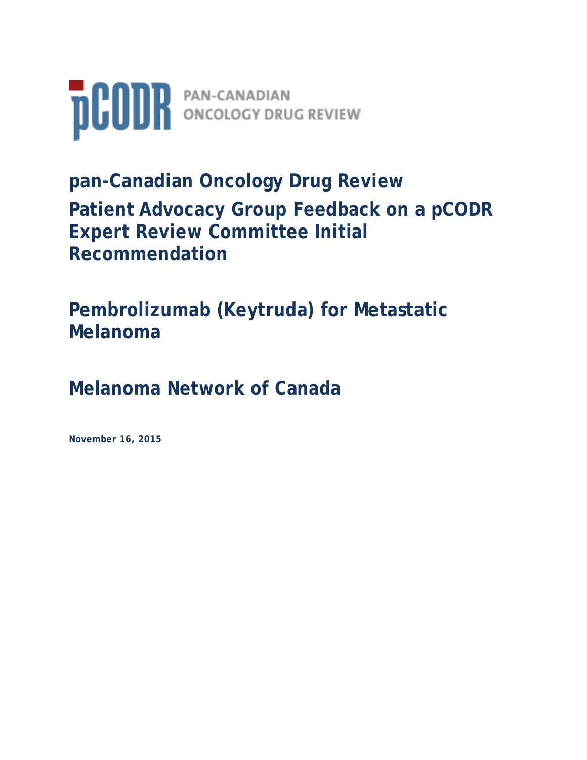pCODR PAN-CANADIAN ONCOLOGY DRUG REVIEW

# pan-Canadian Oncology Drug Review

# Patient Advocacy Group Feedback on a pCODR Expert Review Committee Initial Recommendation

## Pembrolizumab (Keytruda) for Metastatic Melanoma

## Melanoma Network of Canada

**November 16, 2015**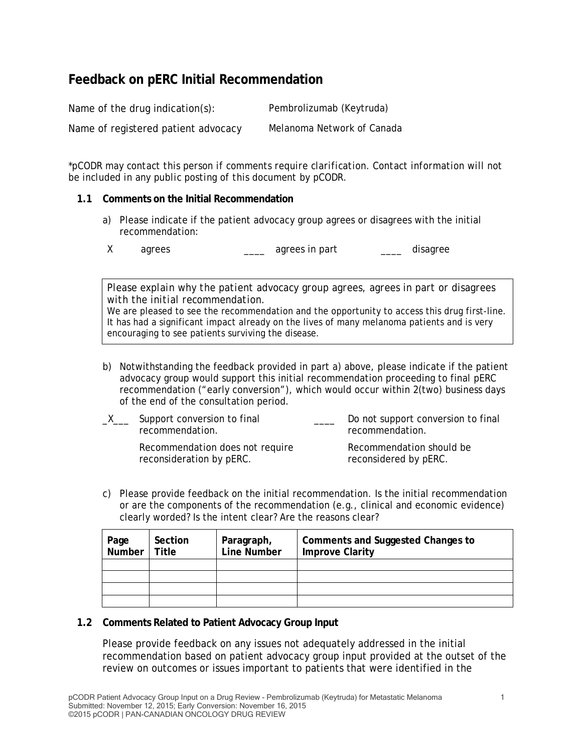## Feedback on pERC Initial Recommendation

Name of the drug indication(s): Pembrolizumab (Keytruda)

Name of registered patient advocacy Melanoma Network of Canada

*pCODR may contact this person if comments require clarification. Contact information will not be included in any public posting of this document by pCODR.

### 1.1 Comments on the Initial Recommendation

a) Please indicate if the patient advocacy group agrees or disagrees with the initial recommendation:

X agrees ____ agrees in part ____ disagree

| Please explain why the patient advocacy group agrees, agrees in part or disagrees with the initial recommendation. |
|---|
| We are pleased to see the recommendation and the opportunity to access this drug first-line. It has had a significant impact already on the lives of many melanoma patients and is very encouraging to see patients surviving the disease. |

b) Notwithstanding the feedback provided in part a) above, please indicate if the patient advocacy group would support this initial recommendation proceeding to final pERC recommendation ("early conversion"), which would occur within 2(two) business days of the end of the consultation period.

_X___ Support conversion to final recommendation.

Recommendation does not require reconsideration by pERC.

____ Do not support conversion to final recommendation.

Recommendation should be reconsidered by pERC.

c) Please provide feedback on the initial recommendation. Is the initial recommendation or are the components of the recommendation (e.g., clinical and economic evidence) clearly worded? Is the intent clear? Are the reasons clear?

| Page Number | Section Title | Paragraph, Line Number | Comments and Suggested Changes to Improve Clarity |
|---|---|---|---|
| | | | |
| | | | |
| | | | |
| | | | |

### 1.2 Comments Related to Patient Advocacy Group Input

Please provide feedback on any issues not adequately addressed in the initial recommendation based on patient advocacy group input provided at the outset of the review on outcomes or issues important to patients that were identified in the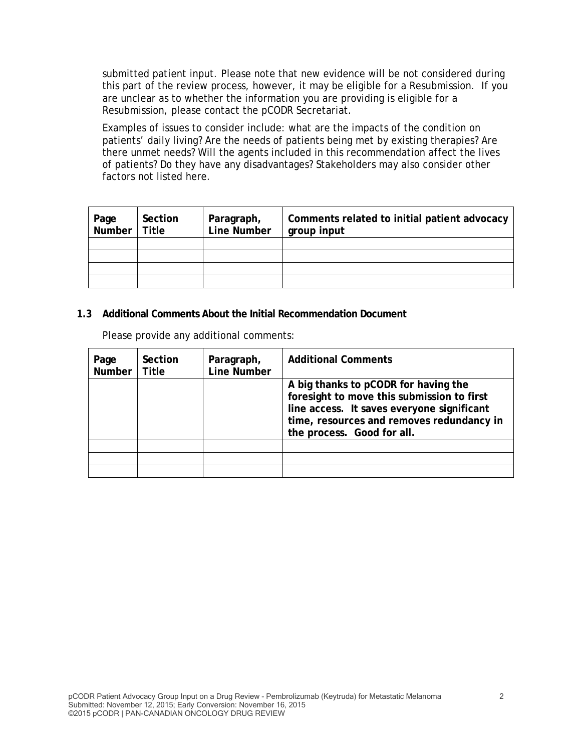submitted patient input. Please note that new evidence will be not considered during this part of the review process, however, it may be eligible for a Resubmission. If you are unclear as to whether the information you are providing is eligible for a Resubmission, please contact the pCODR Secretariat.

Examples of issues to consider include: what are the impacts of the condition on patients' daily living? Are the needs of patients being met by existing therapies? Are there unmet needs? Will the agents included in this recommendation affect the lives of patients? Do they have any disadvantages? Stakeholders may also consider other factors not listed here.

| Page Number | Section Title | Paragraph, Line Number | Comments related to initial patient advocacy group input |
|---|---|---|---|
| | | | |
| | | | |
| | | | |
| | | | |

### 1.3 Additional Comments About the Initial Recommendation Document

*Please provide any additional comments:*

| Page Number | Section Title | Paragraph, Line Number | Additional Comments |
|---|---|---|---|
| | | | **A big thanks to pCODR for having the foresight to move this submission to first line access. It saves everyone significant time, resources and removes redundancy in the process. Good for all.** |
| | | | |
| | | | |
| | | | |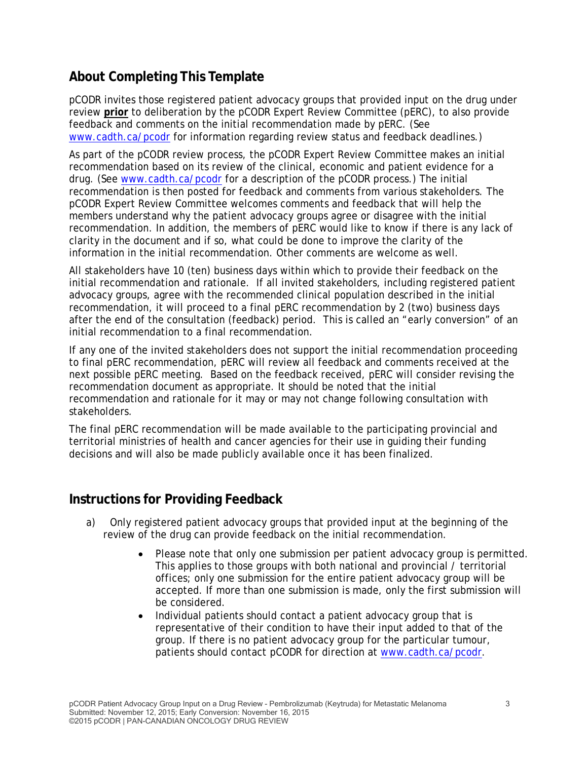## About Completing This Template

pCODR invites those registered patient advocacy groups that provided input on the drug under review **prior** to deliberation by the pCODR Expert Review Committee (pERC), to also provide feedback and comments on the initial recommendation made by pERC. (See www.cadth.ca/pcodr for information regarding review status and feedback deadlines.)

As part of the pCODR review process, the pCODR Expert Review Committee makes an initial recommendation based on its review of the clinical, economic and patient evidence for a drug. (See www.cadth.ca/pcodr for a description of the pCODR process.) The initial recommendation is then posted for feedback and comments from various stakeholders. The pCODR Expert Review Committee welcomes comments and feedback that will help the members understand why the patient advocacy groups agree or disagree with the initial recommendation. In addition, the members of pERC would like to know if there is any lack of clarity in the document and if so, what could be done to improve the clarity of the information in the initial recommendation. Other comments are welcome as well.

All stakeholders have 10 (ten) business days within which to provide their feedback on the initial recommendation and rationale. If all invited stakeholders, including registered patient advocacy groups, agree with the recommended clinical population described in the initial recommendation, it will proceed to a final pERC recommendation by 2 (two) business days after the end of the consultation (feedback) period. This is called an "early conversion" of an initial recommendation to a final recommendation.

If any one of the invited stakeholders does not support the initial recommendation proceeding to final pERC recommendation, pERC will review all feedback and comments received at the next possible pERC meeting. Based on the feedback received, pERC will consider revising the recommendation document as appropriate. It should be noted that the initial recommendation and rationale for it may or may not change following consultation with stakeholders.

The final pERC recommendation will be made available to the participating provincial and territorial ministries of health and cancer agencies for their use in guiding their funding decisions and will also be made publicly available once it has been finalized.

## Instructions for Providing Feedback

a) Only registered patient advocacy groups that provided input at the beginning of the review of the drug can provide feedback on the initial recommendation.

- Please note that only one submission per patient advocacy group is permitted. This applies to those groups with both national and provincial / territorial offices; only one submission for the entire patient advocacy group will be accepted. If more than one submission is made, only the first submission will be considered.
- Individual patients should contact a patient advocacy group that is representative of their condition to have their input added to that of the group. If there is no patient advocacy group for the particular tumour, patients should contact pCODR for direction at www.cadth.ca/pcodr.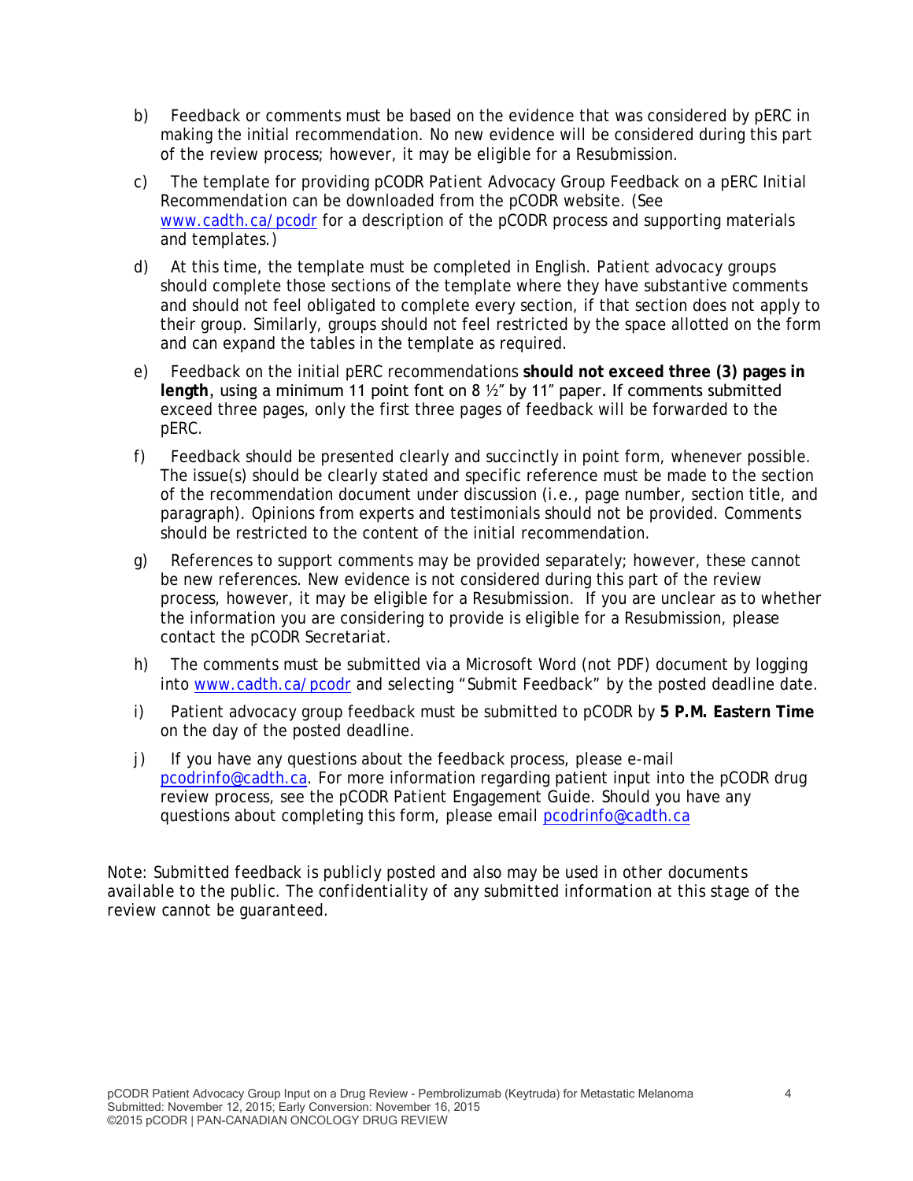b) Feedback or comments must be based on the evidence that was considered by pERC in making the initial recommendation. No new evidence will be considered during this part of the review process; however, it may be eligible for a Resubmission.

c) The template for providing *pCODR Patient Advocacy Group Feedback on a pERC Initial Recommendation* can be downloaded from the pCODR website. (See www.cadth.ca/pcodr for a description of the pCODR process and supporting materials and templates.)

d) At this time, the template must be completed in English. Patient advocacy groups should complete those sections of the template where they have substantive comments and should not feel obligated to complete every section, if that section does not apply to their group. Similarly, groups should not feel restricted by the space allotted on the form and can expand the tables in the template as required.

e) Feedback on the initial pERC recommendations **should not exceed three (3) pages in length**, using a minimum 11 point font on 8 ½" by 11" paper. If comments submitted exceed three pages, only the first three pages of feedback will be forwarded to the pERC.

f) Feedback should be presented clearly and succinctly in point form, whenever possible. The issue(s) should be clearly stated and specific reference must be made to the section of the recommendation document under discussion (i.e., page number, section title, and paragraph). Opinions from experts and testimonials should not be provided. Comments should be restricted to the content of the initial recommendation.

g) References to support comments may be provided separately; however, these cannot be new references. New evidence is not considered during this part of the review process, however, it may be eligible for a Resubmission. If you are unclear as to whether the information you are considering to provide is eligible for a Resubmission, please contact the pCODR Secretariat.

h) The comments must be submitted via a Microsoft Word (not PDF) document by logging into www.cadth.ca/pcodr and selecting "Submit Feedback" by the posted deadline date.

i) Patient advocacy group feedback must be submitted to pCODR by **5 P.M. Eastern Time** on the day of the posted deadline.

j) If you have any questions about the feedback process, please e-mail pcodrinfo@cadth.ca. For more information regarding patient input into the pCODR drug review process, see the pCODR Patient Engagement Guide. Should you have any questions about completing this form, please email pcodrinfo@cadth.ca

*Note: Submitted feedback is publicly posted and also may be used in other documents available to the public. The confidentiality of any submitted information at this stage of the review cannot be guaranteed.*